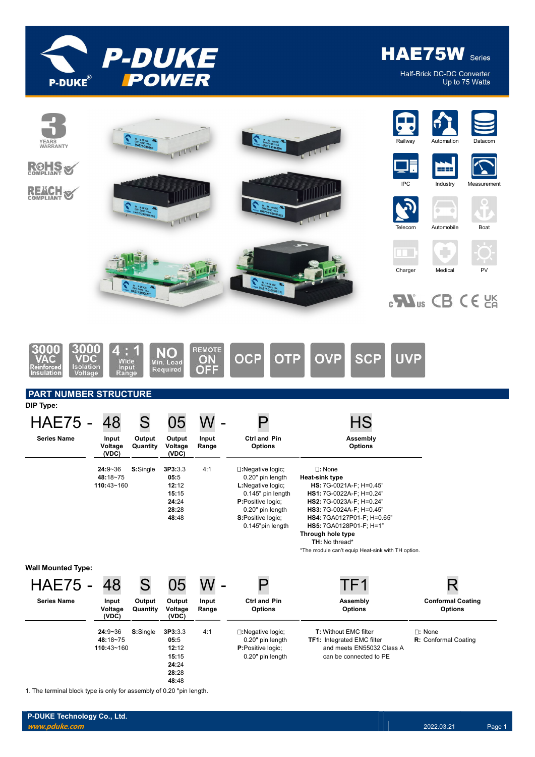# HAE75W Series

Half-Brick DC-DC Converter
Up to 75 Watts

3 YEARS WARRANTY

RoHS COMPLIANT

REACH COMPLIANT

Railway | Automation | Datacom | IPC | Industry | Measurement | Telecom | Automobile | Boat | Charger | Medical | PV

3000 VAC Reinforced Insulation | 3000 VDC Isolation Voltage | 4 : 1 Wide Input Range | NO Min. Load Required | REMOTE ON OFF | OCP | OTP | OVP | SCP | UVP

## PART NUMBER STRUCTURE

**DIP Type:**

HAE75 - 48 S 05 W - P HS

| Series Name | Input Voltage (VDC) | Output Quantity | Output Voltage (VDC) | Input Range | Ctrl and Pin Options | Assembly Options |
|---|---|---|---|---|---|---|
| HAE75 - | 48 | S | 05 | W - | P | HS |
| | **24**:9~36<br>**48**:18~75<br>**110**:43~160 | **S**:Single | **3P3**:3.3<br>**05**:5<br>**12**:12<br>**15**:15<br>**24**:24<br>**28**:28<br>**48**:48 | 4:1 | □:Negative logic; 0.20" pin length<br>**L**:Negative logic; 0.145" pin length<br>**P**:Positive logic; 0.20" pin length<br>**S**:Positive logic; 0.145"pin length | □: None<br>**Heat-sink type**<br>**HS:** 7G-0021A-F; H=0.45"<br>**HS1:** 7G-0022A-F; H=0.24"<br>**HS2:** 7G-0023A-F; H=0.24"<br>**HS3:** 7G-0024A-F; H=0.45"<br>**HS4:** 7GA0127P01-F; H=0.65"<br>**HS5:** 7GA0128P01-F; H=1"<br>**Through hole type**<br>**TH:** No thread*<br>*The module can't equip Heat-sink with TH option. |

**Wall Mounted Type:**

| Series Name | Input Voltage (VDC) | Output Quantity | Output Voltage (VDC) | Input Range | Ctrl and Pin Options | Assembly Options | Conformal Coating Options |
|---|---|---|---|---|---|---|---|
| HAE75 - | 48 | S | 05 | W - | P | TF1 | R |
| | **24**:9~36<br>**48**:18~75<br>**110**:43~160 | **S**:Single | **3P3**:3.3<br>**05**:5<br>**12**:12<br>**15**:15<br>**24**:24<br>**28**:28<br>**48**:48 | 4:1 | □:Negative logic; 0.20" pin length<br>**P**:Positive logic; 0.20" pin length | **T:** Without EMC filter<br>**TF1:** Integrated EMC filter and meets EN55032 Class A can be connected to PE | □: None<br>**R:** Conformal Coating |

1. The terminal block type is only for assembly of 0.20 "pin length.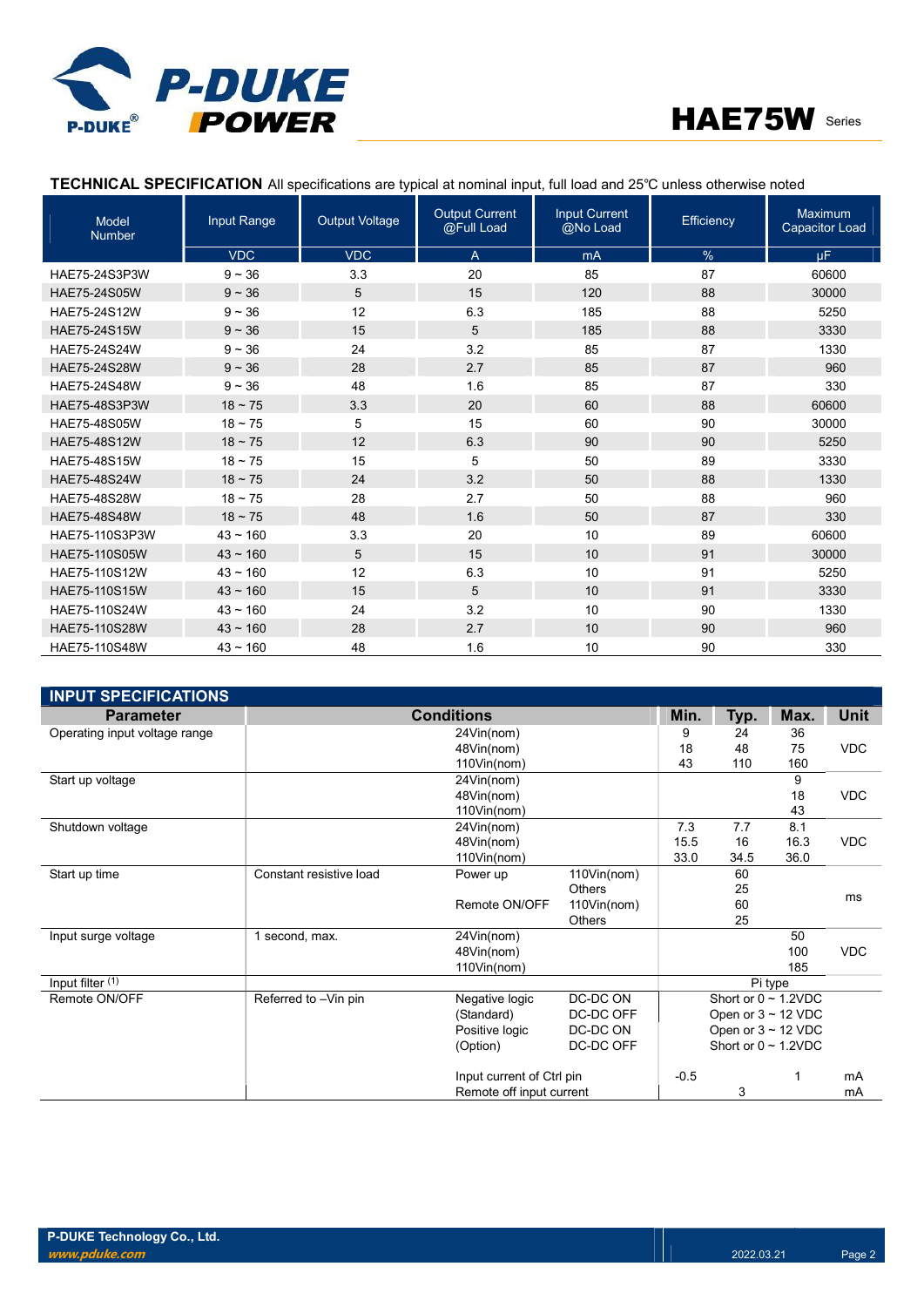## TECHNICAL SPECIFICATION

All specifications are typical at nominal input, full load and 25℃ unless noted otherwise

| Model Number | Input Range | Output Voltage | Output Current @Full Load | Input Current @No Load | Efficiency | Maximum Capacitor Load |
|---|---|---|---|---|---|---|
| | VDC | VDC | A | mA | % | µF |
| HAE75-24S3P3W | 9 ~ 36 | 3.3 | 20 | 85 | 87 | 60600 |
| HAE75-24S05W | 9 ~ 36 | 5 | 15 | 120 | 88 | 30000 |
| HAE75-24S12W | 9 ~ 36 | 12 | 6.3 | 185 | 88 | 5250 |
| HAE75-24S15W | 9 ~ 36 | 15 | 5 | 185 | 88 | 3330 |
| HAE75-24S24W | 9 ~ 36 | 24 | 3.2 | 85 | 87 | 1330 |
| HAE75-24S28W | 9 ~ 36 | 28 | 2.7 | 85 | 87 | 960 |
| HAE75-24S48W | 9 ~ 36 | 48 | 1.6 | 85 | 87 | 330 |
| HAE75-48S3P3W | 18 ~ 75 | 3.3 | 20 | 60 | 88 | 60600 |
| HAE75-48S05W | 18 ~ 75 | 5 | 15 | 60 | 90 | 30000 |
| HAE75-48S12W | 18 ~ 75 | 12 | 6.3 | 90 | 90 | 5250 |
| HAE75-48S15W | 18 ~ 75 | 15 | 5 | 50 | 89 | 3330 |
| HAE75-48S24W | 18 ~ 75 | 24 | 3.2 | 50 | 88 | 1330 |
| HAE75-48S28W | 18 ~ 75 | 28 | 2.7 | 50 | 88 | 960 |
| HAE75-48S48W | 18 ~ 75 | 48 | 1.6 | 50 | 87 | 330 |
| HAE75-110S3P3W | 43 ~ 160 | 3.3 | 20 | 10 | 89 | 60600 |
| HAE75-110S05W | 43 ~ 160 | 5 | 15 | 10 | 91 | 30000 |
| HAE75-110S12W | 43 ~ 160 | 12 | 6.3 | 10 | 91 | 5250 |
| HAE75-110S15W | 43 ~ 160 | 15 | 5 | 10 | 91 | 3330 |
| HAE75-110S24W | 43 ~ 160 | 24 | 3.2 | 10 | 90 | 1330 |
| HAE75-110S28W | 43 ~ 160 | 28 | 2.7 | 10 | 90 | 960 |
| HAE75-110S48W | 43 ~ 160 | 48 | 1.6 | 10 | 90 | 330 |

## INPUT SPECIFICATIONS

| Parameter | Conditions | | | Min. | Typ. | Max. | Unit |
|---|---|---|---|---|---|---|---|
| Operating input voltage range | | 24Vin(nom) | | 9 | 24 | 36 | VDC |
| | | 48Vin(nom) | | 18 | 48 | 75 | |
| | | 110Vin(nom) | | 43 | 110 | 160 | |
| Start up voltage | | 24Vin(nom) | | | | 9 | VDC |
| | | 48Vin(nom) | | | | 18 | |
| | | 110Vin(nom) | | | | 43 | |
| Shutdown voltage | | 24Vin(nom) | | 7.3 | 7.7 | 8.1 | VDC |
| | | 48Vin(nom) | | 15.5 | 16 | 16.3 | |
| | | 110Vin(nom) | | 33.0 | 34.5 | 36.0 | |
| Start up time | Constant resistive load | Power up | 110Vin(nom) | | 60 | | ms |
| | | | Others | | 25 | | |
| | | Remote ON/OFF | 110Vin(nom) | | 60 | | |
| | | | Others | | 25 | | |
| Input surge voltage | 1 second, max. | 24Vin(nom) | | | | 50 | VDC |
| | | 48Vin(nom) | | | | 100 | |
| | | 110Vin(nom) | | | | 185 | |
| Input filter (1) | | | | Pi type | | | |
| Remote ON/OFF | Referred to –Vin pin | Negative logic | DC-DC ON | Short or 0 ~ 1.2VDC | | | |
| | | (Standard) | DC-DC OFF | Open or 3 ~ 12 VDC | | | |
| | | Positive logic | DC-DC ON | Open or 3 ~ 12 VDC | | | |
| | | (Option) | DC-DC OFF | Short or 0 ~ 1.2VDC | | | |
| | | Input current of Ctrl pin | | -0.5 | | 1 | mA |
| | | Remote off input current | | | 3 | | mA |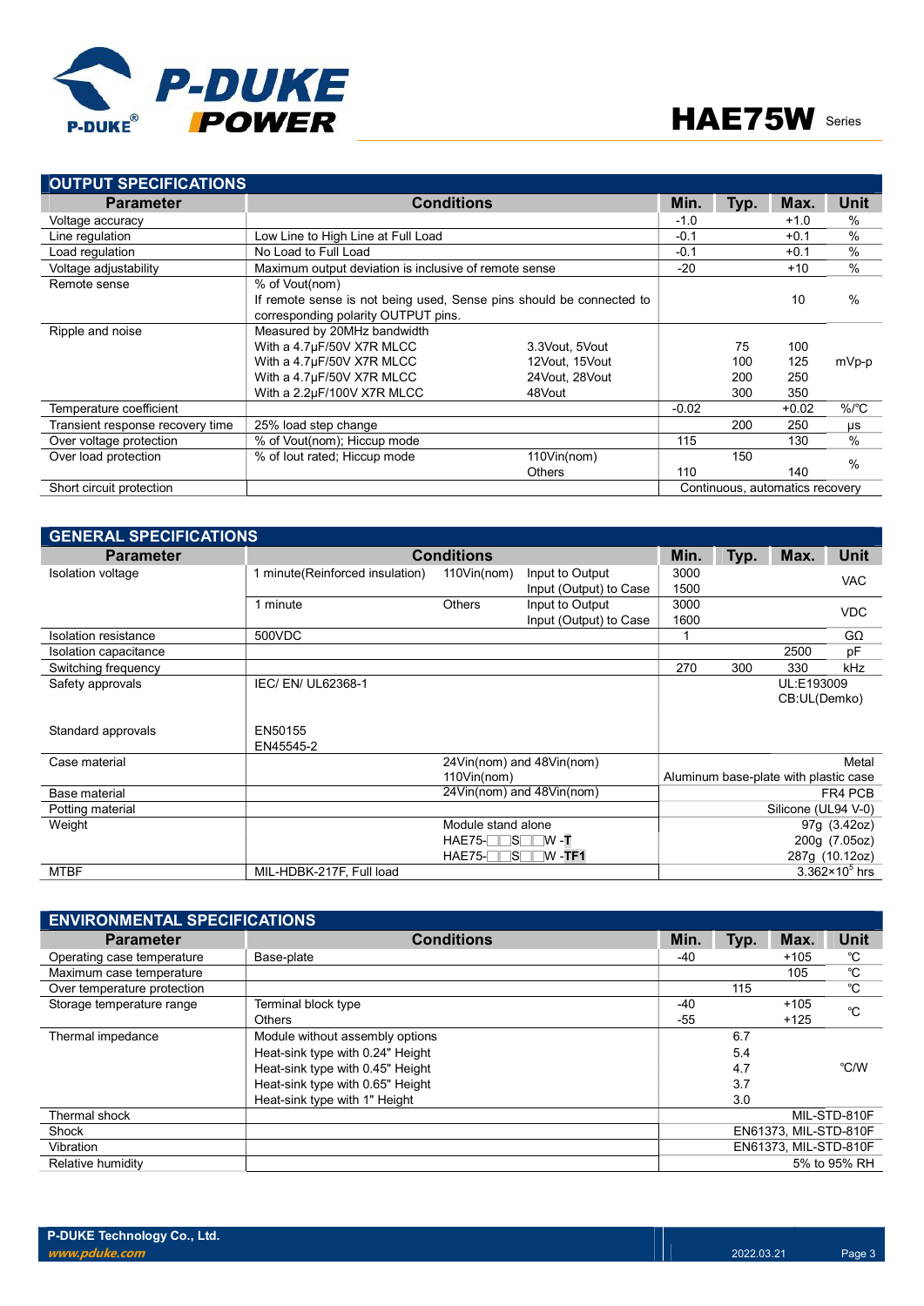## OUTPUT SPECIFICATIONS

| Parameter | Conditions | | Min. | Typ. | Max. | Unit |
|---|---|---|---|---|---|---|
| Voltage accuracy | | | -1.0 | | +1.0 | % |
| Line regulation | Low Line to High Line at Full Load | | -0.1 | | +0.1 | % |
| Load regulation | No Load to Full Load | | -0.1 | | +0.1 | % |
| Voltage adjustability | Maximum output deviation is inclusive of remote sense | | -20 | | +10 | % |
| Remote sense | % of Vout(nom)<br>If remote sense is not being used, Sense pins should be connected to corresponding polarity OUTPUT pins. | | | | 10 | % |
| Ripple and noise | Measured by 20MHz bandwidth<br>With a 4.7μF/50V X7R MLCC<br>With a 4.7μF/50V X7R MLCC<br>With a 4.7μF/50V X7R MLCC<br>With a 2.2μF/100V X7R MLCC | <br>3.3Vout, 5Vout<br>12Vout, 15Vout<br>24Vout, 28Vout<br>48Vout | | <br>75<br>100<br>200<br>300 | <br>100<br>125<br>250<br>350 | mVp-p |
| Temperature coefficient | | | -0.02 | | +0.02 | %/℃ |
| Transient response recovery time | 25% load step change | | | 200 | 250 | μs |
| Over voltage protection | % of Vout(nom); Hiccup mode | | 115 | | 130 | % |
| Over load protection | % of Iout rated; Hiccup mode | 110Vin(nom)<br>Others | <br>110 | 150 | <br>140 | % |
| Short circuit protection | | | Continuous, automatics recovery | | | |

## GENERAL SPECIFICATIONS

| Parameter | Conditions | | | Min. | Typ. | Max. | Unit |
|---|---|---|---|---|---|---|---|
| Isolation voltage | 1 minute(Reinforced insulation) | 110Vin(nom) | Input to Output<br>Input (Output) to Case | 3000<br>1500 | | | VAC |
| | 1 minute | Others | Input to Output<br>Input (Output) to Case | 3000<br>1600 | | | VDC |
| Isolation resistance | 500VDC | | | 1 | | | GΩ |
| Isolation capacitance | | | | | | 2500 | pF |
| Switching frequency | | | | 270 | 300 | 330 | kHz |
| Safety approvals | IEC/ EN/ UL62368-1 | | | UL:E193009<br>CB:UL(Demko) | | | |
| Standard approvals | EN50155<br>EN45545-2 | | | | | | |
| Case material | | 24Vin(nom) and 48Vin(nom)<br>110Vin(nom) | | Metal<br>Aluminum base-plate with plastic case | | | |
| Base material | | 24Vin(nom) and 48Vin(nom) | | FR4 PCB | | | |
| Potting material | | | | Silicone (UL94 V-0) | | | |
| Weight | | Module stand alone<br>HAE75-□□S□□W -**T**<br>HAE75-□□S□□W -**TF1** | | 97g (3.42oz)<br>200g (7.05oz)<br>287g (10.12oz) | | | |
| MTBF | MIL-HDBK-217F, Full load | | | $3.362\times10^5$ hrs | | | |

## ENVIRONMENTAL SPECIFICATIONS

| Parameter | Conditions | Min. | Typ. | Max. | Unit |
|---|---|---|---|---|---|
| Operating case temperature | Base-plate | -40 | | +105 | ℃ |
| Maximum case temperature | | | | 105 | ℃ |
| Over temperature protection | | | 115 | | ℃ |
| Storage temperature range | Terminal block type<br>Others | -40<br>-55 | | +105<br>+125 | ℃ |
| Thermal impedance | Module without assembly options<br>Heat-sink type with 0.24" Height<br>Heat-sink type with 0.45" Height<br>Heat-sink type with 0.65" Height<br>Heat-sink type with 1" Height | | 6.7<br>5.4<br>4.7<br>3.7<br>3.0 | | ℃/W |
| Thermal shock | | MIL-STD-810F | | | |
| Shock | | EN61373, MIL-STD-810F | | | |
| Vibration | | EN61373, MIL-STD-810F | | | |
| Relative humidity | | 5% to 95% RH | | | |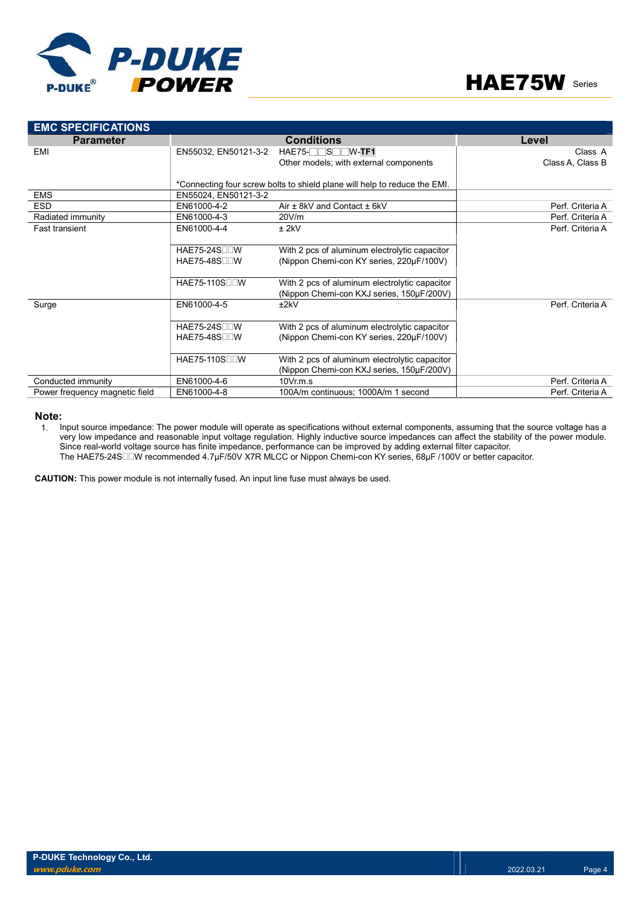## EMC SPECIFICATIONS

| Parameter | Conditions | | Level |
|---|---|---|---|
| EMI | EN55032, EN50121-3-2 | HAE75-□□S□□W-**TF1** | Class A |
| | | Other models; with external components | Class A, Class B |
| | *Connecting four screw bolts to shield plane will help to reduce the EMI. | | |
| EMS | EN55024, EN50121-3-2 | | |
| ESD | EN61000-4-2 | Air ± 8kV and Contact ± 6kV | Perf. Criteria A |
| Radiated immunity | EN61000-4-3 | 20V/m | Perf. Criteria A |
| Fast transient | EN61000-4-4 | ± 2kV | Perf. Criteria A |
| | HAE75-24S□□W<br>HAE75-48S□□W | With 2 pcs of aluminum electrolytic capacitor (Nippon Chemi-con KY series, 220μF/100V) | |
| | HAE75-110S□□W | With 2 pcs of aluminum electrolytic capacitor (Nippon Chemi-con KXJ series, 150μF/200V) | |
| Surge | EN61000-4-5 | ±2kV | Perf. Criteria A |
| | HAE75-24S□□W<br>HAE75-48S□□W | With 2 pcs of aluminum electrolytic capacitor (Nippon Chemi-con KY series, 220μF/100V) | |
| | HAE75-110S□□W | With 2 pcs of aluminum electrolytic capacitor (Nippon Chemi-con KXJ series, 150μF/200V) | |
| Conducted immunity | EN61000-4-6 | 10Vr.m.s | Perf. Criteria A |
| Power frequency magnetic field | EN61000-4-8 | 100A/m continuous; 1000A/m 1 second | Perf. Criteria A |

**Note:**

1. Input source impedance: The power module will operate as specifications without external components, assuming that the source voltage has a very low impedance and reasonable input voltage regulation. Highly inductive source impedances can affect the stability of the power module. Since real-world voltage source has finite impedance, performance can be improved by adding external filter capacitor.
   The HAE75-24S□□W recommended 4.7μF/50V X7R MLCC or Nippon Chemi-con KY series, 68μF /100V or better capacitor.

**CAUTION:** This power module is not internally fused. An input line fuse must always be used.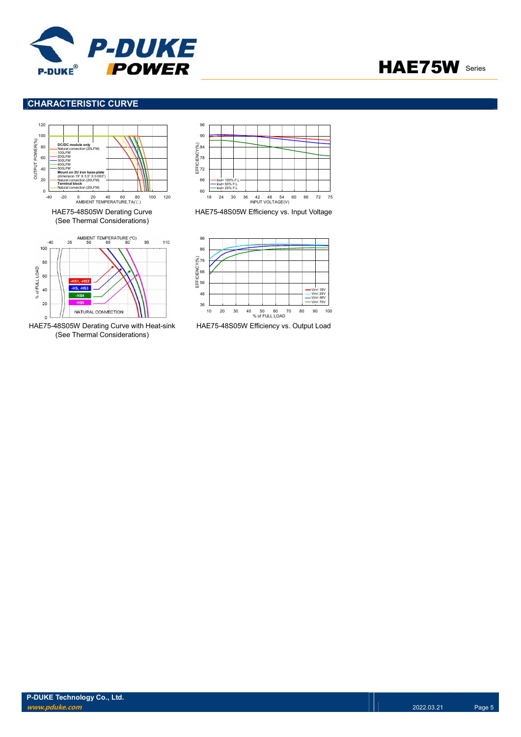## CHARACTERISTIC CURVE

HAE75-48S05W Derating Curve
(See Thermal Considerations)

HAE75-48S05W Efficiency vs. Input Voltage

HAE75-48S05W Derating Curve with Heat-sink
(See Thermal Considerations)

HAE75-48S05W Efficiency vs. Output Load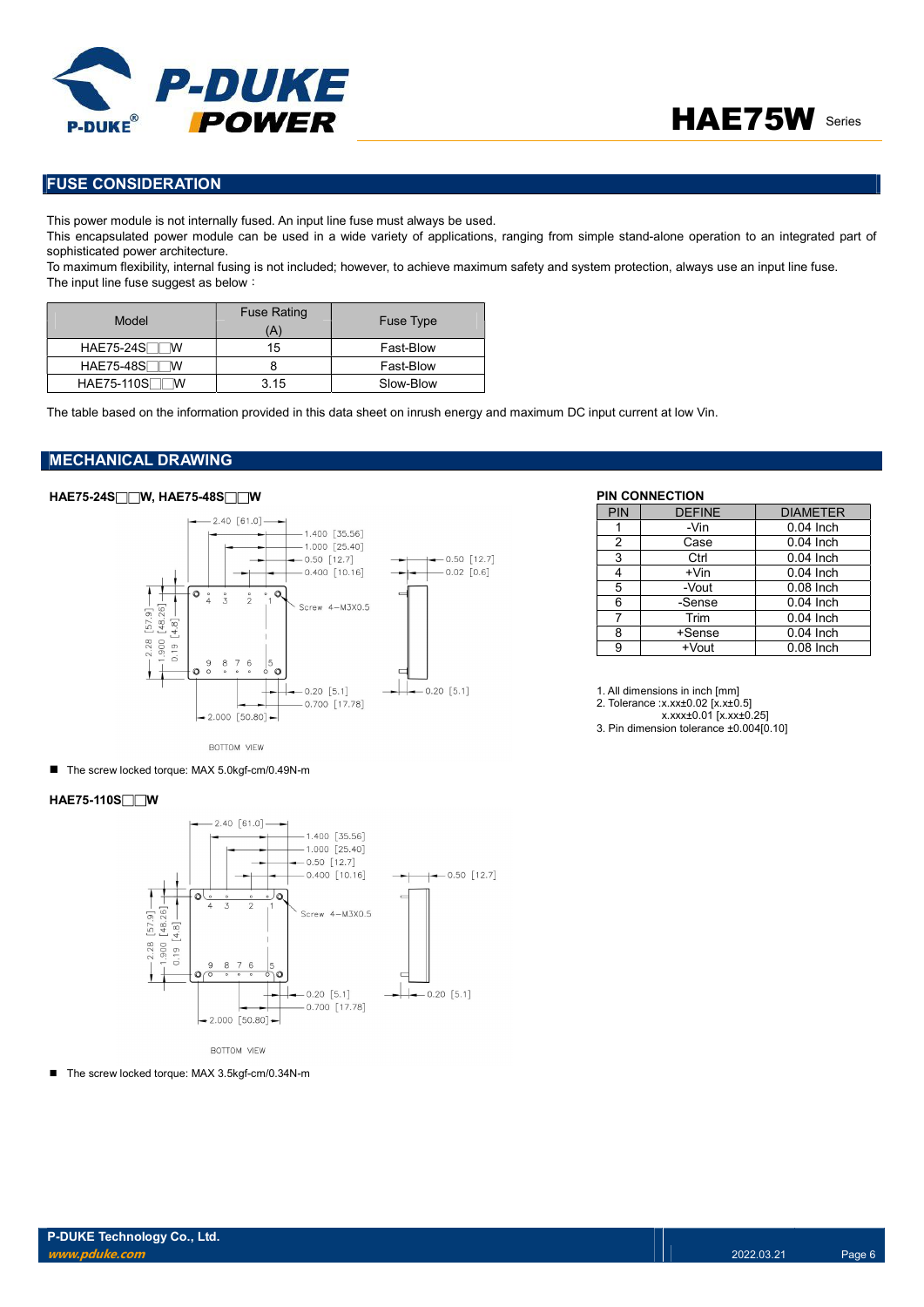## FUSE CONSIDERATION

This power module is not internally fused. An input line fuse must always be used.
This encapsulated power module can be used in a wide variety of applications, ranging from simple stand-alone operation to an integrated part of sophisticated power architecture.
To maximum flexibility, internal fusing is not included; however, to achieve maximum safety and system protection, always use an input line fuse.
The input line fuse suggest as below：

| Model | Fuse Rating (A) | Fuse Type |
|---|---|---|
| HAE75-24S□□W | 15 | Fast-Blow |
| HAE75-48S□□W | 8 | Fast-Blow |
| HAE75-110S□□W | 3.15 | Slow-Blow |

The table based on the information provided in this data sheet on inrush energy and maximum DC input current at low Vin.

## MECHANICAL DRAWING

### HAE75-24S□□W, HAE75-48S□□W

- The screw locked torque: MAX 5.0kgf-cm/0.49N-m

### HAE75-110S□□W

- The screw locked torque: MAX 3.5kgf-cm/0.34N-m

### PIN CONNECTION

| PIN | DEFINE | DIAMETER |
|---|---|---|
| 1 | -Vin | 0.04 Inch |
| 2 | Case | 0.04 Inch |
| 3 | Ctrl | 0.04 Inch |
| 4 | +Vin | 0.04 Inch |
| 5 | -Vout | 0.08 Inch |
| 6 | -Sense | 0.04 Inch |
| 7 | Trim | 0.04 Inch |
| 8 | +Sense | 0.04 Inch |
| 9 | +Vout | 0.08 Inch |

1. All dimensions in inch [mm]
2. Tolerance :x.xx±0.02 [x.x±0.5]
   x.xxx±0.01 [x.xx±0.25]
3. Pin dimension tolerance ±0.004[0.10]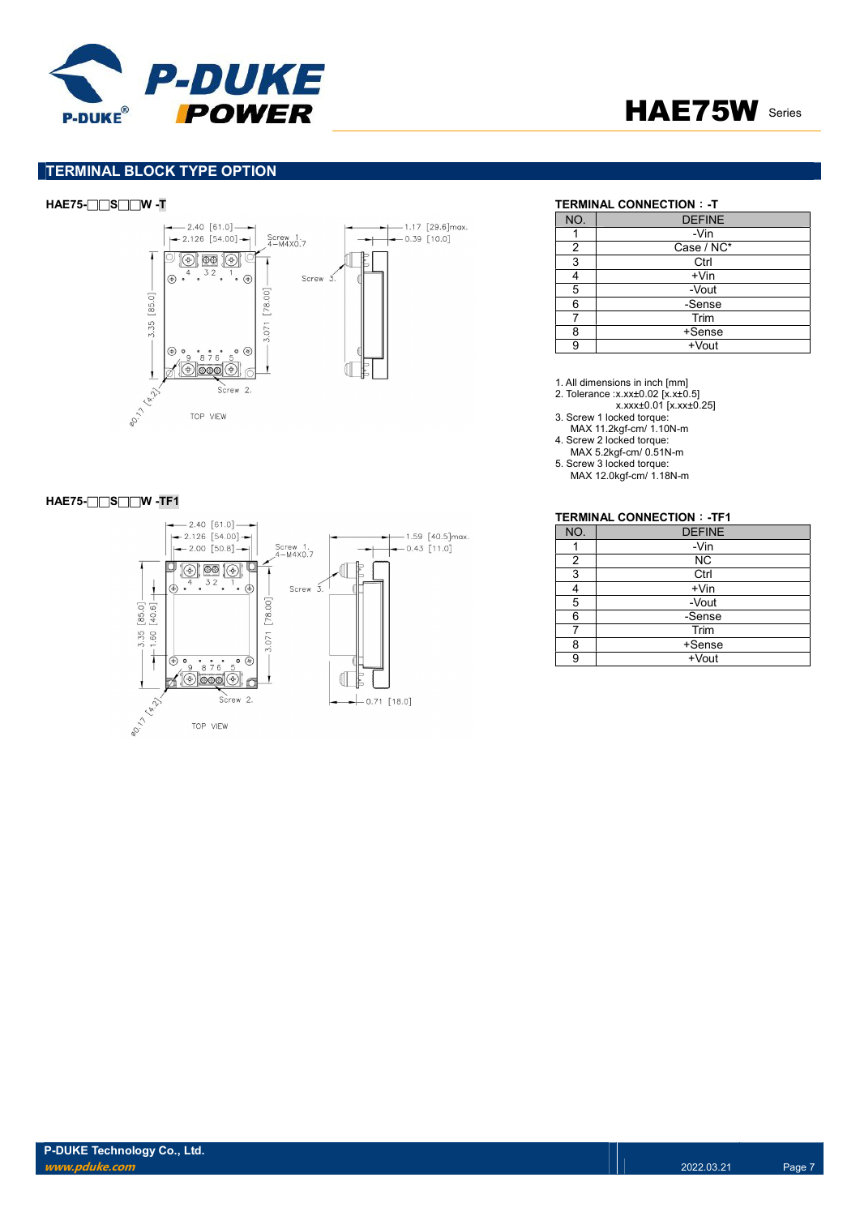## TERMINAL BLOCK TYPE OPTION

### HAE75-□□S□□W -T

**TERMINAL CONNECTION : -T**

| NO. | DEFINE |
|---|---|
| 1 | -Vin |
| 2 | Case / NC* |
| 3 | Ctrl |
| 4 | +Vin |
| 5 | -Vout |
| 6 | -Sense |
| 7 | Trim |
| 8 | +Sense |
| 9 | +Vout |

1. All dimensions in inch [mm]
2. Tolerance :x.xx±0.02 [x.x±0.5]
   x.xxx±0.01 [x.xx±0.25]
3. Screw 1 locked torque:
   MAX 11.2kgf-cm/ 1.10N-m
4. Screw 2 locked torque:
   MAX 5.2kgf-cm/ 0.51N-m
5. Screw 3 locked torque:
   MAX 12.0kgf-cm/ 1.18N-m

### HAE75-□□S□□W -TF1

**TERMINAL CONNECTION : -TF1**

| NO. | DEFINE |
|---|---|
| 1 | -Vin |
| 2 | NC |
| 3 | Ctrl |
| 4 | +Vin |
| 5 | -Vout |
| 6 | -Sense |
| 7 | Trim |
| 8 | +Sense |
| 9 | +Vout |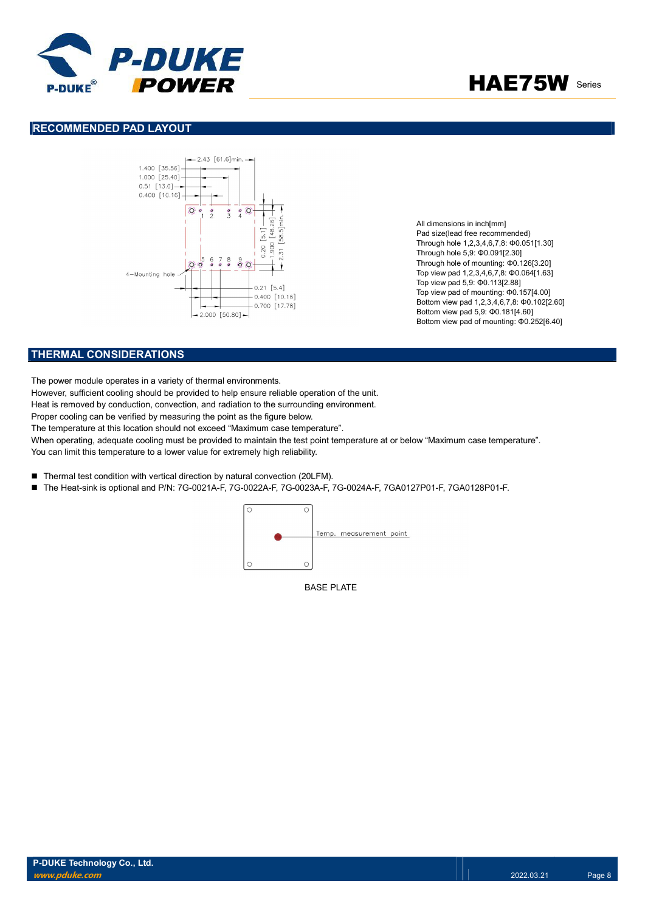## RECOMMENDED PAD LAYOUT

All dimensions in inch[mm]
Pad size(lead free recommended)
Through hole 1,2,3,4,6,7,8: Φ0.051[1.30]
Through hole 5,9: Φ0.091[2.30]
Through hole of mounting: Φ0.126[3.20]
Top view pad 1,2,3,4,6,7,8: Φ0.064[1.63]
Top view pad 5,9: Φ0.113[2.88]
Top view pad of mounting: Φ0.157[4.00]
Bottom view pad 1,2,3,4,6,7,8: Φ0.102[2.60]
Bottom view pad 5,9: Φ0.181[4.60]
Bottom view pad of mounting: Φ0.252[6.40]

## THERMAL CONSIDERATIONS

The power module operates in a variety of thermal environments.
However, sufficient cooling should be provided to help ensure reliable operation of the unit.
Heat is removed by conduction, convection, and radiation to the surrounding environment.
Proper cooling can be verified by measuring the point as the figure below.
The temperature at this location should not exceed "Maximum case temperature".
When operating, adequate cooling must be provided to maintain the test point temperature at or below "Maximum case temperature".
You can limit this temperature to a lower value for extremely high reliability.

- Thermal test condition with vertical direction by natural convection (20LFM).
- The Heat-sink is optional and P/N: 7G-0021A-F, 7G-0022A-F, 7G-0023A-F, 7G-0024A-F, 7GA0127P01-F, 7GA0128P01-F.

BASE PLATE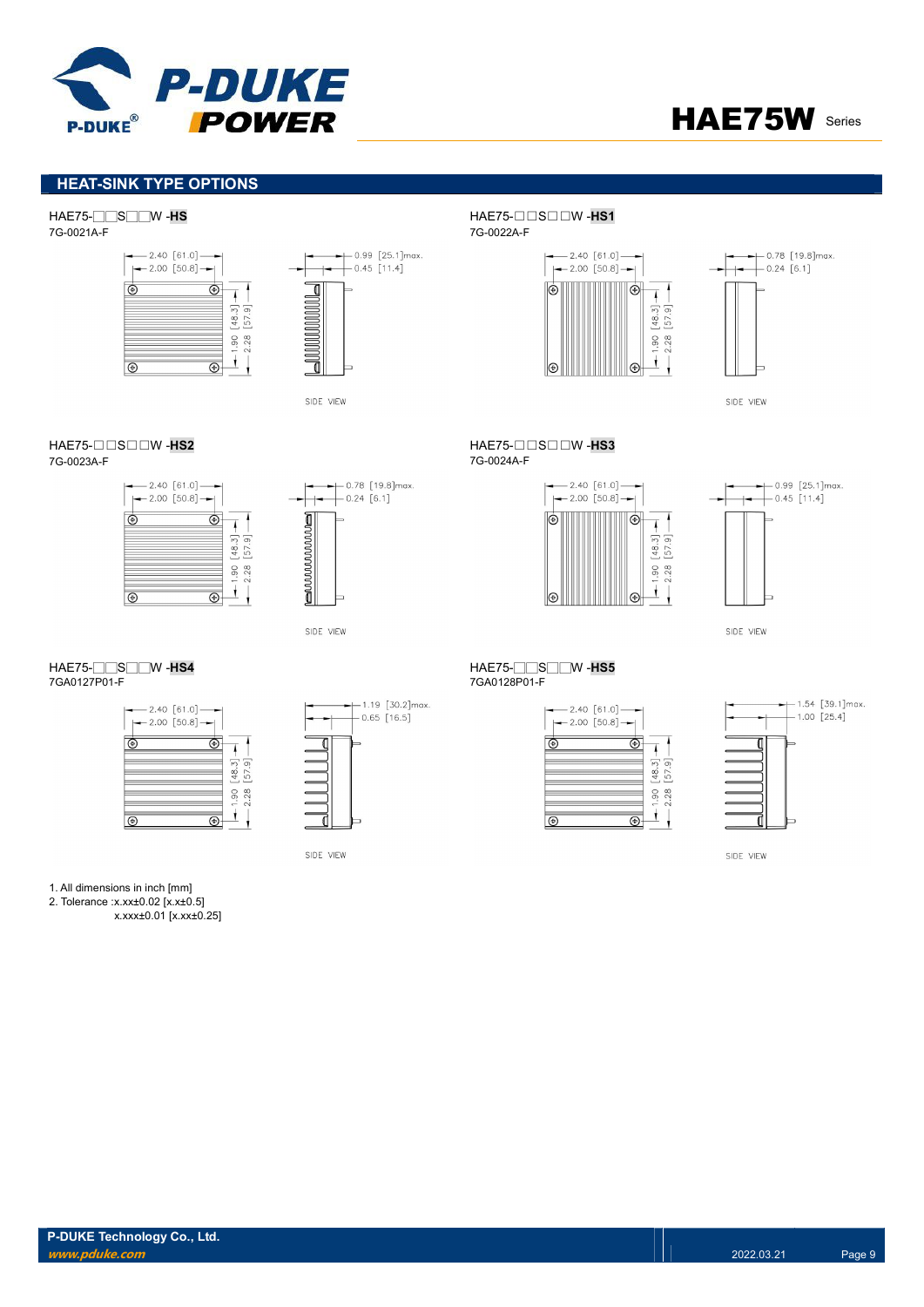## HEAT-SINK TYPE OPTIONS

HAE75-□□S□□W -**HS**
7G-0021A-F

2.40 [61.0]
2.00 [50.8]
1.90 [48.3]
2.28 [57.9]
0.99 [25.1]max.
0.45 [11.4]
SIDE VIEW

HAE75-□□S□□W -**HS1**
7G-0022A-F

2.40 [61.0]
2.00 [50.8]
1.90 [48.3]
2.28 [57.9]
0.78 [19.8]max.
0.24 [6.1]
SIDE VIEW

HAE75-□□S□□W -**HS2**
7G-0023A-F

2.40 [61.0]
2.00 [50.8]
1.90 [48.3]
2.28 [57.9]
0.78 [19.8]max.
0.24 [6.1]
SIDE VIEW

HAE75-□□S□□W -**HS3**
7G-0024A-F

2.40 [61.0]
2.00 [50.8]
1.90 [48.3]
2.28 [57.9]
0.99 [25.1]max.
0.45 [11.4]
SIDE VIEW

HAE75-□□S□□W -**HS4**
7GA0127P01-F

2.40 [61.0]
2.00 [50.8]
1.90 [48.3]
2.28 [57.9]
1.19 [30.2]max.
0.65 [16.5]
SIDE VIEW

HAE75-□□S□□W -**HS5**
7GA0128P01-F

2.40 [61.0]
2.00 [50.8]
1.90 [48.3]
2.28 [57.9]
1.54 [39.1]max.
1.00 [25.4]
SIDE VIEW

1. All dimensions in inch [mm]
2. Tolerance :x.xx±0.02 [x.x±0.5]
   x.xxx±0.01 [x.xx±0.25]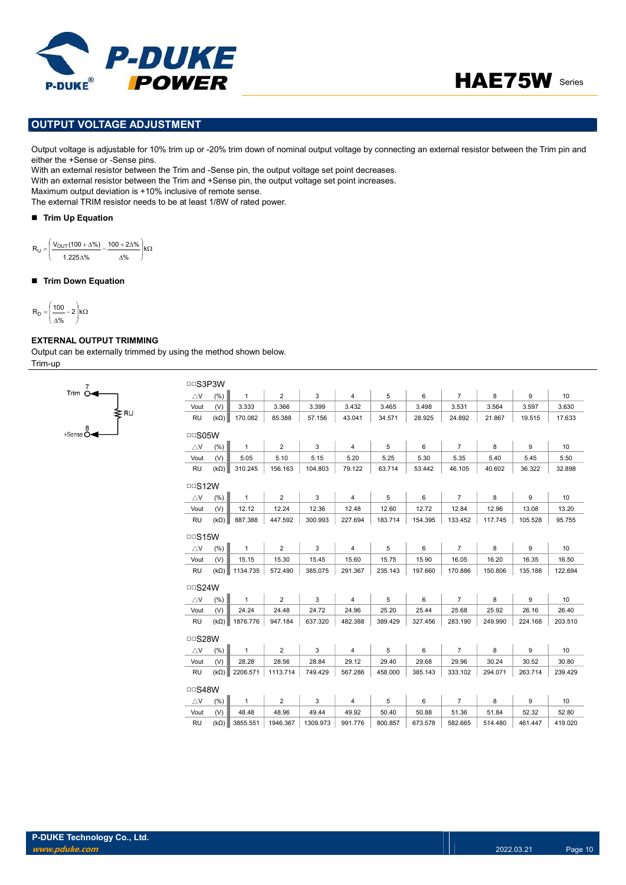## OUTPUT VOLTAGE ADJUSTMENT

Output voltage is adjustable for 10% trim up or -20% trim down of nominal output voltage by connecting an external resistor between the Trim pin and either the +Sense or -Sense pins.
With an external resistor between the Trim and -Sense pin, the output voltage set point decreases.
With an external resistor between the Trim and +Sense pin, the output voltage set point increases.
Maximum output deviation is +10% inclusive of remote sense.
The external TRIM resistor needs to be at least 1/8W of rated power.

- **Trim Up Equation**

$$R_U = \left( \frac{V_{OUT}(100+\Delta\%)}{1.225\Delta\%} - \frac{100+2\Delta\%}{\Delta\%} \right) k\Omega$$

- **Trim Down Equation**

$$R_D = \left( \frac{100}{\Delta\%} - 2 \right) k\Omega$$

**EXTERNAL OUTPUT TRIMMING**

Output can be externally trimmed by using the method shown below.

Trim-up

Trim (7) — RU — +Sense (8)

□□S3P3W

| △V (%) | 1 | 2 | 3 | 4 | 5 | 6 | 7 | 8 | 9 | 10 |
|---|---|---|---|---|---|---|---|---|---|---|
| Vout (V) | 3.333 | 3.366 | 3.399 | 3.432 | 3.465 | 3.498 | 3.531 | 3.564 | 3.597 | 3.630 |
| RU (kΩ) | 170.082 | 85.388 | 57.156 | 43.041 | 34.571 | 28.925 | 24.892 | 21.867 | 19.515 | 17.633 |

□□S05W

| △V (%) | 1 | 2 | 3 | 4 | 5 | 6 | 7 | 8 | 9 | 10 |
|---|---|---|---|---|---|---|---|---|---|---|
| Vout (V) | 5.05 | 5.10 | 5.15 | 5.20 | 5.25 | 5.30 | 5.35 | 5.40 | 5.45 | 5.50 |
| RU (kΩ) | 310.245 | 156.163 | 104.803 | 79.122 | 63.714 | 53.442 | 46.105 | 40.602 | 36.322 | 32.898 |

□□S12W

| △V (%) | 1 | 2 | 3 | 4 | 5 | 6 | 7 | 8 | 9 | 10 |
|---|---|---|---|---|---|---|---|---|---|---|
| Vout (V) | 12.12 | 12.24 | 12.36 | 12.48 | 12.60 | 12.72 | 12.84 | 12.96 | 13.08 | 13.20 |
| RU (kΩ) | 887.388 | 447.592 | 300.993 | 227.694 | 183.714 | 154.395 | 133.452 | 117.745 | 105.528 | 95.755 |

□□S15W

| △V (%) | 1 | 2 | 3 | 4 | 5 | 6 | 7 | 8 | 9 | 10 |
|---|---|---|---|---|---|---|---|---|---|---|
| Vout (V) | 15.15 | 15.30 | 15.45 | 15.60 | 15.75 | 15.90 | 16.05 | 16.20 | 16.35 | 16.50 |
| RU (kΩ) | 1134.735 | 572.490 | 385.075 | 291.367 | 235.143 | 197.660 | 170.886 | 150.806 | 135.188 | 122.694 |

□□S24W

| △V (%) | 1 | 2 | 3 | 4 | 5 | 6 | 7 | 8 | 9 | 10 |
|---|---|---|---|---|---|---|---|---|---|---|
| Vout (V) | 24.24 | 24.48 | 24.72 | 24.96 | 25.20 | 25.44 | 25.68 | 25.92 | 26.16 | 26.40 |
| RU (kΩ) | 1876.776 | 947.184 | 637.320 | 482.388 | 389.429 | 327.456 | 283.190 | 249.990 | 224.168 | 203.510 |

□□S28W

| △V (%) | 1 | 2 | 3 | 4 | 5 | 6 | 7 | 8 | 9 | 10 |
|---|---|---|---|---|---|---|---|---|---|---|
| Vout (V) | 28.28 | 28.56 | 28.84 | 29.12 | 29.40 | 29.68 | 29.96 | 30.24 | 30.52 | 30.80 |
| RU (kΩ) | 2206.571 | 1113.714 | 749.429 | 567.286 | 458.000 | 385.143 | 333.102 | 294.071 | 263.714 | 239.429 |

□□S48W

| △V (%) | 1 | 2 | 3 | 4 | 5 | 6 | 7 | 8 | 9 | 10 |
|---|---|---|---|---|---|---|---|---|---|---|
| Vout (V) | 48.48 | 48.96 | 49.44 | 49.92 | 50.40 | 50.88 | 51.36 | 51.84 | 52.32 | 52.80 |
| RU (kΩ) | 3855.551 | 1946.367 | 1309.973 | 991.776 | 800.857 | 673.578 | 582.665 | 514.480 | 461.447 | 419.020 |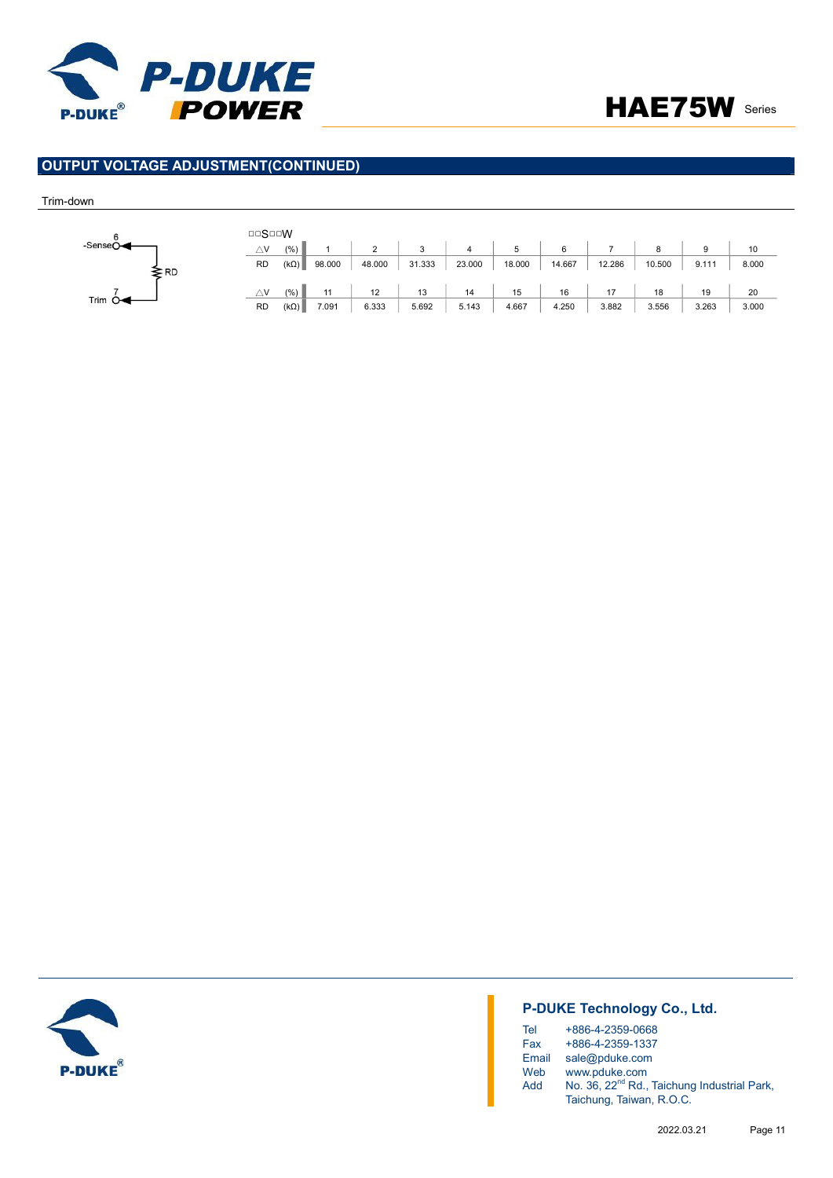## OUTPUT VOLTAGE ADJUSTMENT(CONTINUED)

Trim-down

6
-Sense
RD
7
Trim

□□S□□W

| △V | (%) | 1 | 2 | 3 | 4 | 5 | 6 | 7 | 8 | 9 | 10 |
|---|---|---|---|---|---|---|---|---|---|---|---|
| RD | (kΩ) | 98.000 | 48.000 | 31.333 | 23.000 | 18.000 | 14.667 | 12.286 | 10.500 | 9.111 | 8.000 |
| △V | (%) | 11 | 12 | 13 | 14 | 15 | 16 | 17 | 18 | 19 | 20 |
| RD | (kΩ) | 7.091 | 6.333 | 5.692 | 5.143 | 4.667 | 4.250 | 3.882 | 3.556 | 3.263 | 3.000 |

**P-DUKE Technology Co., Ltd.**

Tel +886-4-2359-0668
Fax +886-4-2359-1337
Email sale@pduke.com
Web www.pduke.com
Add No. 36, 22nd Rd., Taichung Industrial Park, Taichung, Taiwan, R.O.C.

2022.03.21